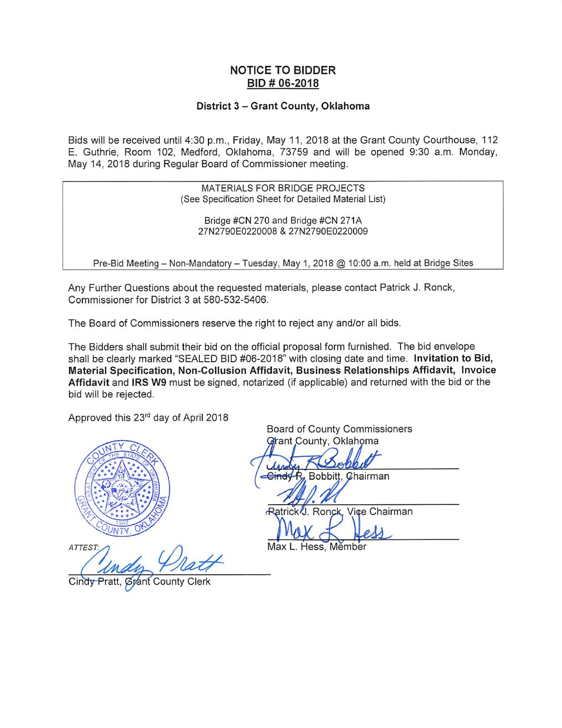# NOTICE TO BIDDER

## BID # 06-2018

### District 3 – Grant County, Oklahoma

Bids will be received until 4:30 p.m., Friday, May 11, 2018 at the Grant County Courthouse, 112 E. Guthrie, Room 102, Medford, Oklahoma, 73759 and will be opened 9:30 a.m. Monday, May 14, 2018 during Regular Board of Commissioner meeting.

---

MATERIALS FOR BRIDGE PROJECTS
(See Specification Sheet for Detailed Material List)

Bridge #CN 270 and Bridge #CN 271A
27N2790E0220008 & 27N2790E0220009

Pre-Bid Meeting – Non-Mandatory – Tuesday, May 1, 2018 @ 10:00 a.m. held at Bridge Sites

---

Any Further Questions about the requested materials, please contact Patrick J. Ronck, Commissioner for District 3 at 580-532-5406.

The Board of Commissioners reserve the right to reject any and/or all bids.

The Bidders shall submit their bid on the official proposal form furnished. The bid envelope shall be clearly marked "SEALED BID #06-2018" with closing date and time. **Invitation to Bid, Material Specification, Non-Collusion Affidavit, Business Relationships Affidavit, Invoice Affidavit** and **IRS W9** must be signed, notarized (if applicable) and returned with the bid or the bid will be rejected.

Approved this 23rd day of April 2018

Board of County Commissioners
Grant County, Oklahoma

Cindy R. Bobbitt, Chairman

Patrick J. Ronck, Vice Chairman

Max L. Hess, Member

ATTEST:

Cindy Pratt, Grant County Clerk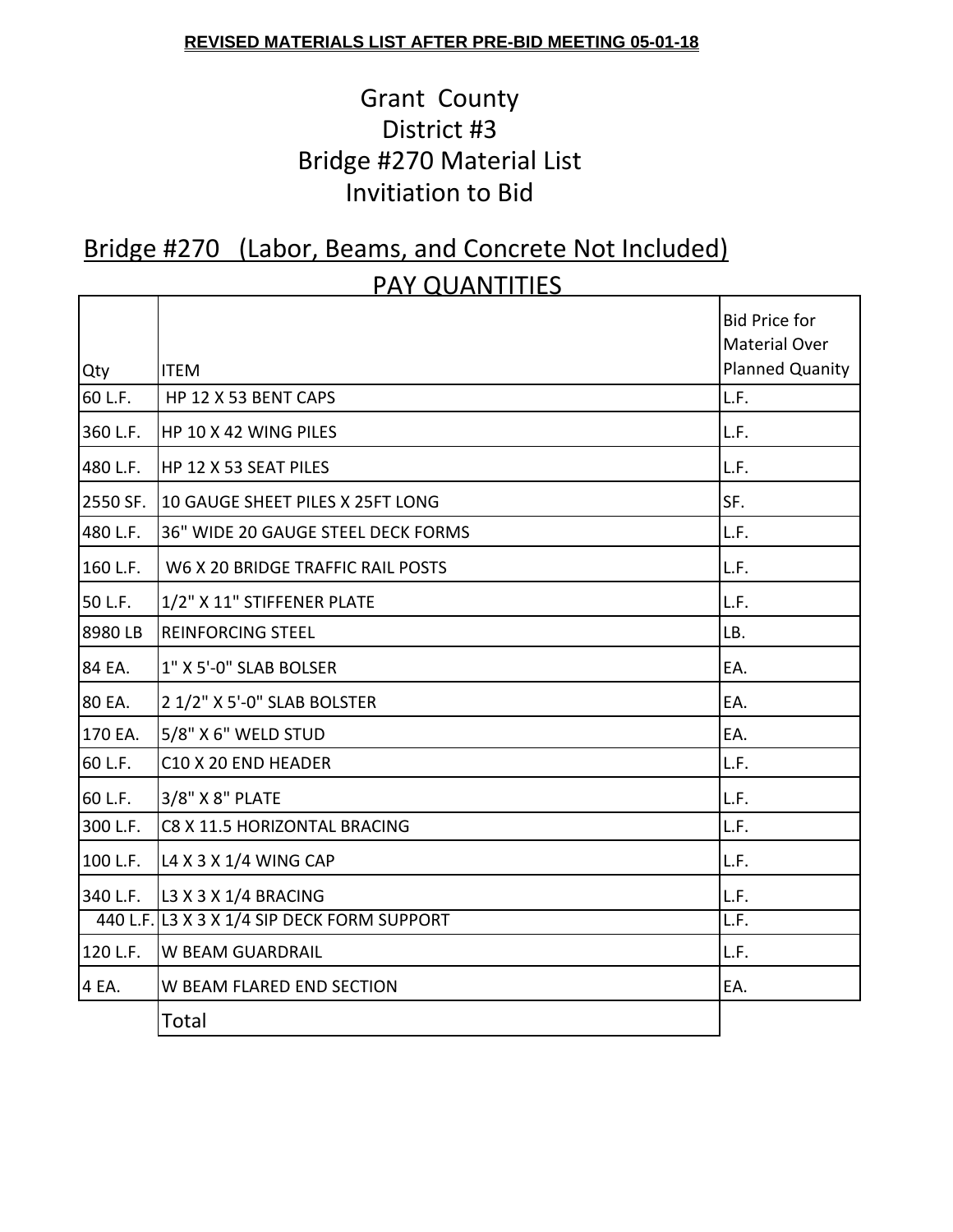**REVISED MATERIALS LIST AFTER PRE-BID MEETING 05-01-18**

# Grant County
# District #3
# Bridge #270 Material List
# Invitiation to Bid

## Bridge #270 (Labor, Beams, and Concrete Not Included)

## PAY QUANTITIES

| Qty | ITEM | Bid Price for Material Over Planned Quanity |
|---|---|---|
| 60 L.F. | HP 12 X 53 BENT CAPS | L.F. |
| 360 L.F. | HP 10 X 42 WING PILES | L.F. |
| 480 L.F. | HP 12 X 53 SEAT PILES | L.F. |
| 2550 SF. | 10 GAUGE SHEET PILES X 25FT LONG | SF. |
| 480 L.F. | 36" WIDE 20 GAUGE STEEL DECK FORMS | L.F. |
| 160 L.F. | W6 X 20 BRIDGE TRAFFIC RAIL POSTS | L.F. |
| 50 L.F. | 1/2" X 11" STIFFENER PLATE | L.F. |
| 8980 LB | REINFORCING STEEL | LB. |
| 84 EA. | 1" X 5'-0" SLAB BOLSER | EA. |
| 80 EA. | 2 1/2" X 5'-0" SLAB BOLSTER | EA. |
| 170 EA. | 5/8" X 6" WELD STUD | EA. |
| 60 L.F. | C10 X 20 END HEADER | L.F. |
| 60 L.F. | 3/8" X 8" PLATE | L.F. |
| 300 L.F. | C8 X 11.5 HORIZONTAL BRACING | L.F. |
| 100 L.F. | L4 X 3 X 1/4 WING CAP | L.F. |
| 340 L.F. | L3 X 3 X 1/4 BRACING | L.F. |
| 440 L.F. | L3 X 3 X 1/4 SIP DECK FORM SUPPORT | L.F. |
| 120 L.F. | W BEAM GUARDRAIL | L.F. |
| 4 EA. | W BEAM FLARED END SECTION | EA. |
| | Total | |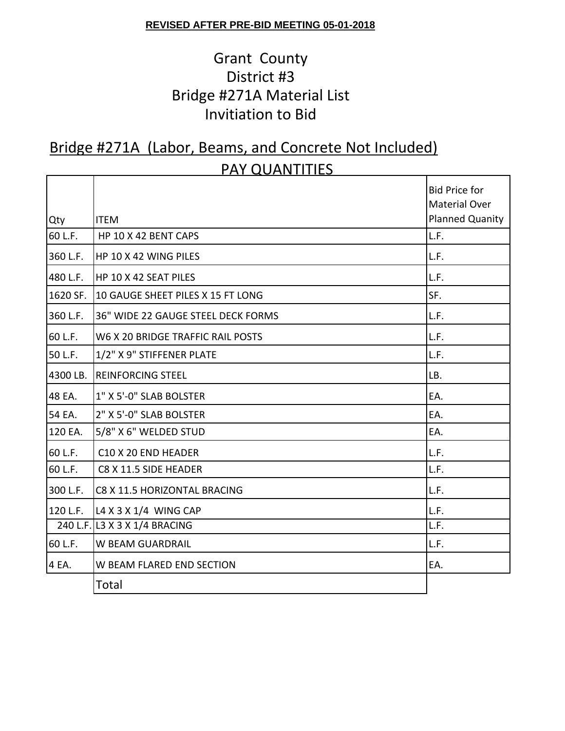**REVISED AFTER PRE-BID MEETING 05-01-2018**

# Grant County
# District #3
# Bridge #271A Material List
# Invitiation to Bid

## Bridge #271A (Labor, Beams, and Concrete Not Included)

## PAY QUANTITIES

| Qty | ITEM | Bid Price for Material Over Planned Quanity |
|---|---|---|
| 60 L.F. | HP 10 X 42 BENT CAPS | L.F. |
| 360 L.F. | HP 10 X 42 WING PILES | L.F. |
| 480 L.F. | HP 10 X 42 SEAT PILES | L.F. |
| 1620 SF. | 10 GAUGE SHEET PILES X 15 FT LONG | SF. |
| 360 L.F. | 36" WIDE 22 GAUGE STEEL DECK FORMS | L.F. |
| 60 L.F. | W6 X 20 BRIDGE TRAFFIC RAIL POSTS | L.F. |
| 50 L.F. | 1/2" X 9" STIFFENER PLATE | L.F. |
| 4300 LB. | REINFORCING STEEL | LB. |
| 48 EA. | 1" X 5'-0" SLAB BOLSTER | EA. |
| 54 EA. | 2" X 5'-0" SLAB BOLSTER | EA. |
| 120 EA. | 5/8" X 6" WELDED STUD | EA. |
| 60 L.F. | C10 X 20 END HEADER | L.F. |
| 60 L.F. | C8 X 11.5 SIDE HEADER | L.F. |
| 300 L.F. | C8 X 11.5 HORIZONTAL BRACING | L.F. |
| 120 L.F. | L4 X 3 X 1/4 WING CAP | L.F. |
| 240 L.F. | L3 X 3 X 1/4 BRACING | L.F. |
| 60 L.F. | W BEAM GUARDRAIL | L.F. |
| 4 EA. | W BEAM FLARED END SECTION | EA. |
| | Total | |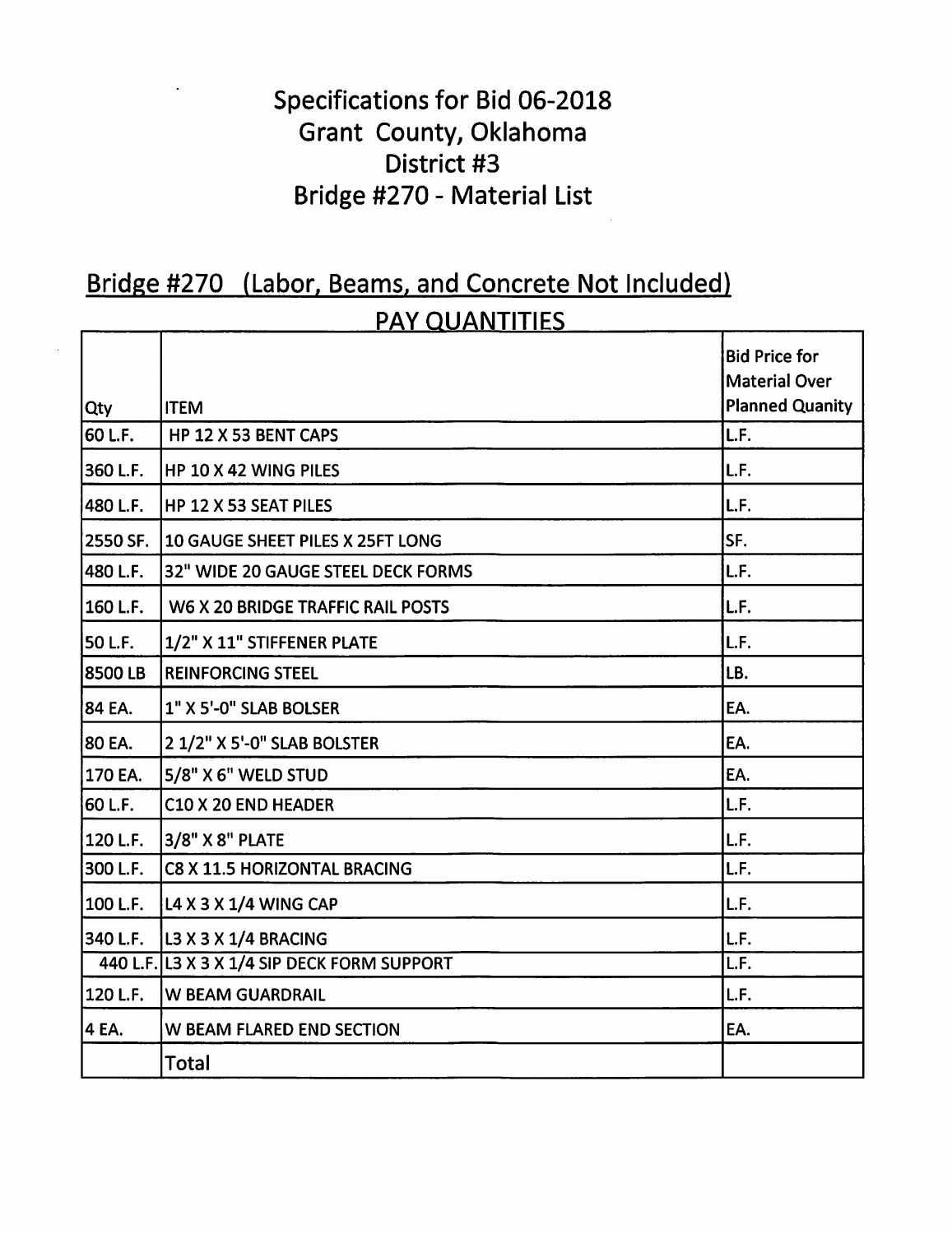# Specifications for Bid 06-2018
# Grant County, Oklahoma
# District #3
# Bridge #270 - Material List

## Bridge #270 (Labor, Beams, and Concrete Not Included)

### PAY QUANTITIES

| Qty | ITEM | Bid Price for Material Over Planned Quanity |
|---|---|---|
| 60 L.F. | HP 12 X 53 BENT CAPS | L.F. |
| 360 L.F. | HP 10 X 42 WING PILES | L.F. |
| 480 L.F. | HP 12 X 53 SEAT PILES | L.F. |
| 2550 SF. | 10 GAUGE SHEET PILES X 25FT LONG | SF. |
| 480 L.F. | 32" WIDE 20 GAUGE STEEL DECK FORMS | L.F. |
| 160 L.F. | W6 X 20 BRIDGE TRAFFIC RAIL POSTS | L.F. |
| 50 L.F. | 1/2" X 11" STIFFENER PLATE | L.F. |
| 8500 LB | REINFORCING STEEL | LB. |
| 84 EA. | 1" X 5'-0" SLAB BOLSER | EA. |
| 80 EA. | 2 1/2" X 5'-0" SLAB BOLSTER | EA. |
| 170 EA. | 5/8" X 6" WELD STUD | EA. |
| 60 L.F. | C10 X 20 END HEADER | L.F. |
| 120 L.F. | 3/8" X 8" PLATE | L.F. |
| 300 L.F. | C8 X 11.5 HORIZONTAL BRACING | L.F. |
| 100 L.F. | L4 X 3 X 1/4 WING CAP | L.F. |
| 340 L.F. | L3 X 3 X 1/4 BRACING | L.F. |
| 440 L.F. | L3 X 3 X 1/4 SIP DECK FORM SUPPORT | L.F. |
| 120 L.F. | W BEAM GUARDRAIL | L.F. |
| 4 EA. | W BEAM FLARED END SECTION | EA. |
| | Total | |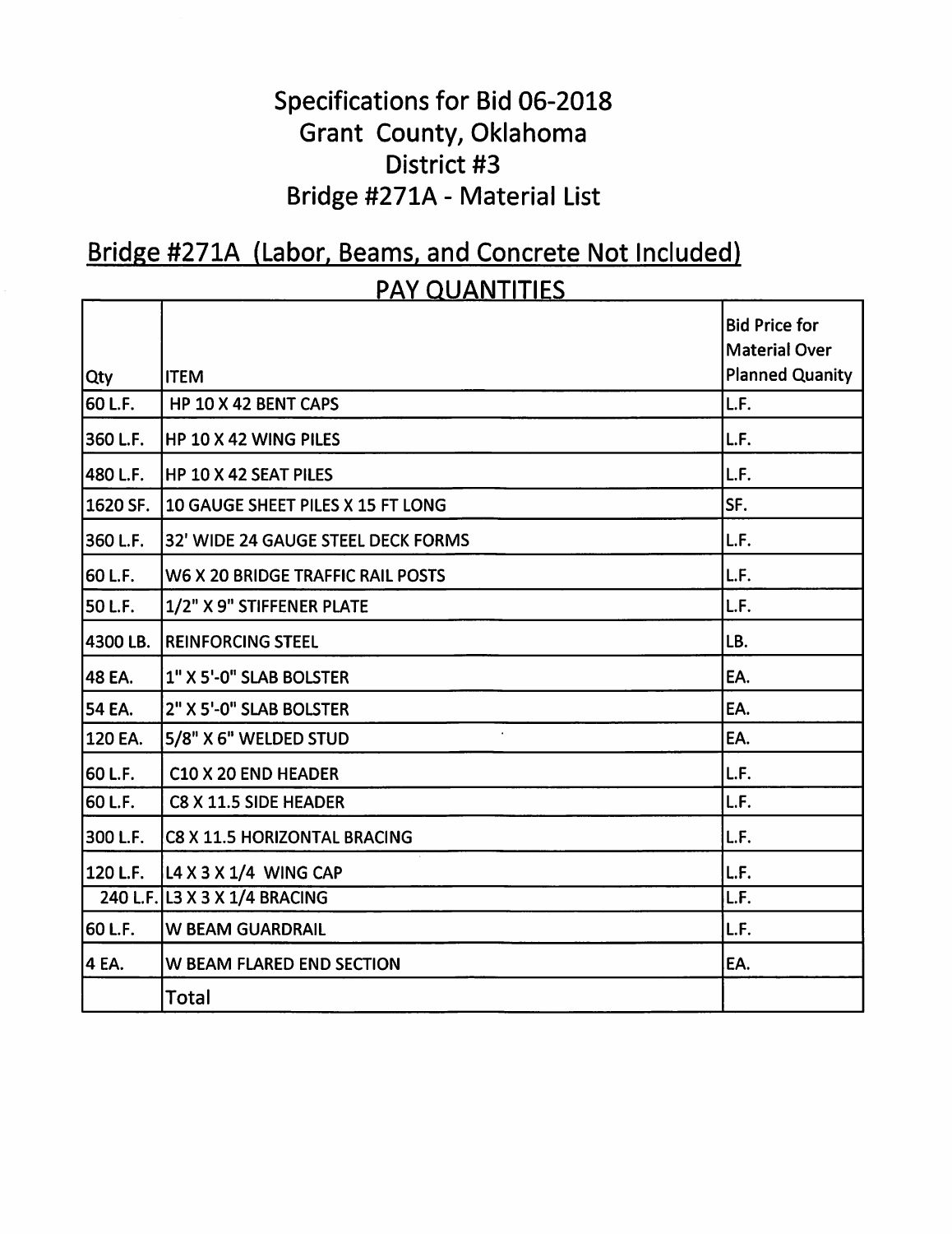# Specifications for Bid 06-2018
# Grant County, Oklahoma
# District #3
# Bridge #271A - Material List

## Bridge #271A (Labor, Beams, and Concrete Not Included)

### PAY QUANTITIES

| Qty | ITEM | Bid Price for Material Over Planned Quanity |
|---|---|---|
| 60 L.F. | HP 10 X 42 BENT CAPS | L.F. |
| 360 L.F. | HP 10 X 42 WING PILES | L.F. |
| 480 L.F. | HP 10 X 42 SEAT PILES | L.F. |
| 1620 SF. | 10 GAUGE SHEET PILES X 15 FT LONG | SF. |
| 360 L.F. | 32' WIDE 24 GAUGE STEEL DECK FORMS | L.F. |
| 60 L.F. | W6 X 20 BRIDGE TRAFFIC RAIL POSTS | L.F. |
| 50 L.F. | 1/2" X 9" STIFFENER PLATE | L.F. |
| 4300 LB. | REINFORCING STEEL | LB. |
| 48 EA. | 1" X 5'-0" SLAB BOLSTER | EA. |
| 54 EA. | 2" X 5'-0" SLAB BOLSTER | EA. |
| 120 EA. | 5/8" X 6" WELDED STUD | EA. |
| 60 L.F. | C10 X 20 END HEADER | L.F. |
| 60 L.F. | C8 X 11.5 SIDE HEADER | L.F. |
| 300 L.F. | C8 X 11.5 HORIZONTAL BRACING | L.F. |
| 120 L.F. | L4 X 3 X 1/4 WING CAP | L.F. |
| 240 L.F. | L3 X 3 X 1/4 BRACING | L.F. |
| 60 L.F. | W BEAM GUARDRAIL | L.F. |
| 4 EA. | W BEAM FLARED END SECTION | EA. |
| | Total | |